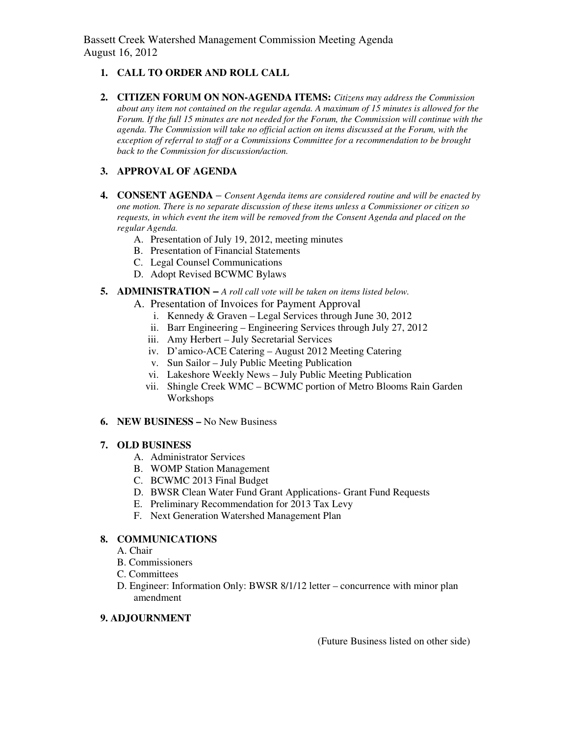Bassett Creek Watershed Management Commission Meeting Agenda
August 16, 2012

1. **CALL TO ORDER AND ROLL CALL**

2. **CITIZEN FORUM ON NON-AGENDA ITEMS:** *Citizens may address the Commission about any item not contained on the regular agenda. A maximum of 15 minutes is allowed for the Forum. If the full 15 minutes are not needed for the Forum, the Commission will continue with the agenda. The Commission will take no official action on items discussed at the Forum, with the exception of referral to staff or a Commissions Committee for a recommendation to be brought back to the Commission for discussion/action.*

3. **APPROVAL OF AGENDA**

4. **CONSENT AGENDA** – *Consent Agenda items are considered routine and will be enacted by one motion. There is no separate discussion of these items unless a Commissioner or citizen so requests, in which event the item will be removed from the Consent Agenda and placed on the regular Agenda.*
   - A. Presentation of July 19, 2012, meeting minutes
   - B. Presentation of Financial Statements
   - C. Legal Counsel Communications
   - D. Adopt Revised BCWMC Bylaws

5. **ADMINISTRATION –** *A roll call vote will be taken on items listed below.*
   - A. Presentation of Invoices for Payment Approval
     - i. Kennedy & Graven – Legal Services through June 30, 2012
     - ii. Barr Engineering – Engineering Services through July 27, 2012
     - iii. Amy Herbert – July Secretarial Services
     - iv. D'amico-ACE Catering – August 2012 Meeting Catering
     - v. Sun Sailor – July Public Meeting Publication
     - vi. Lakeshore Weekly News – July Public Meeting Publication
     - vii. Shingle Creek WMC – BCWMC portion of Metro Blooms Rain Garden Workshops

6. **NEW BUSINESS –** No New Business

7. **OLD BUSINESS**
   - A. Administrator Services
   - B. WOMP Station Management
   - C. BCWMC 2013 Final Budget
   - D. BWSR Clean Water Fund Grant Applications- Grant Fund Requests
   - E. Preliminary Recommendation for 2013 Tax Levy
   - F. Next Generation Watershed Management Plan

8. **COMMUNICATIONS**
   - A. Chair
   - B. Commissioners
   - C. Committees
   - D. Engineer: Information Only: BWSR 8/1/12 letter – concurrence with minor plan amendment

9. **ADJOURNMENT**

(Future Business listed on other side)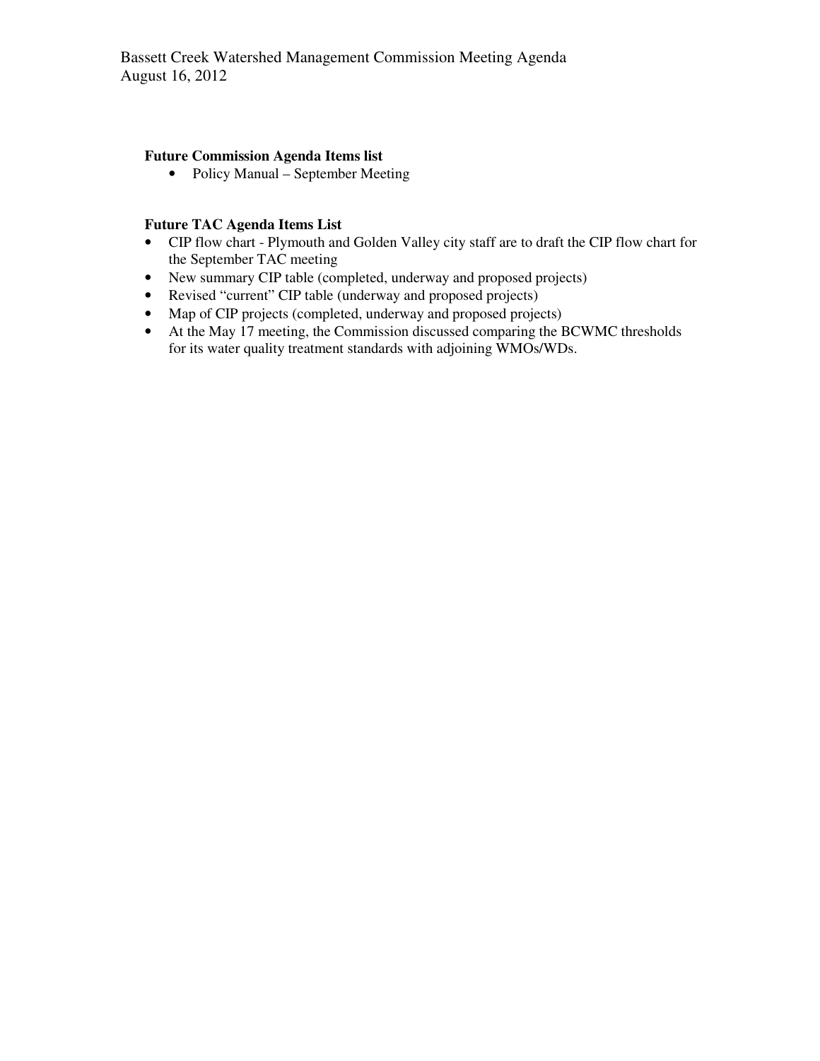**Future Commission Agenda Items list**

- Policy Manual – September Meeting

**Future TAC Agenda Items List**

- CIP flow chart - Plymouth and Golden Valley city staff are to draft the CIP flow chart for the September TAC meeting
- New summary CIP table (completed, underway and proposed projects)
- Revised "current" CIP table (underway and proposed projects)
- Map of CIP projects (completed, underway and proposed projects)
- At the May 17 meeting, the Commission discussed comparing the BCWMC thresholds for its water quality treatment standards with adjoining WMOs/WDs.